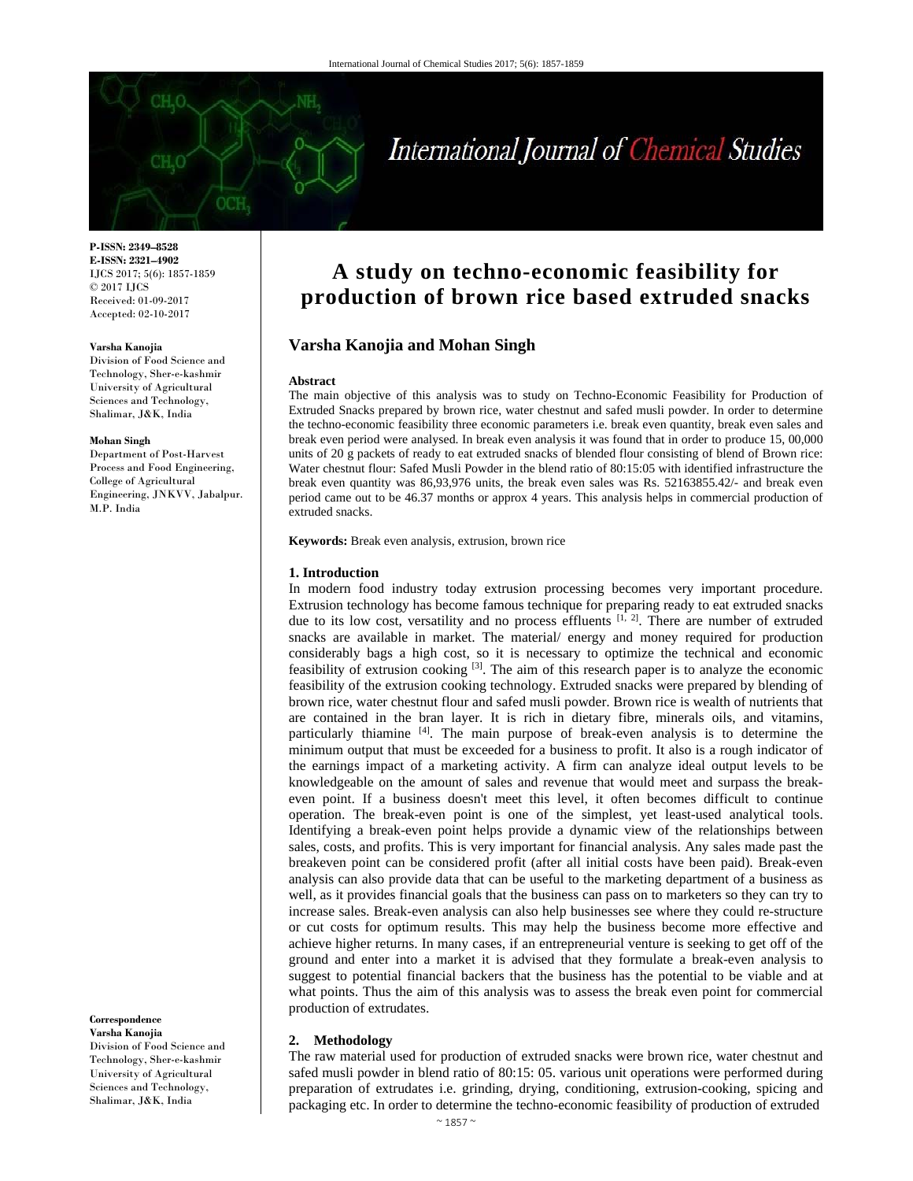P-ISSN: 2349–8528
E-ISSN: 2321–4902
IJCS 2017; 5(6): 1857-1859
© 2017 IJCS
Received: 01-09-2017
Accepted: 02-10-2017

**Varsha Kanojia**
Division of Food Science and Technology, Sher-e-kashmir University of Agricultural Sciences and Technology, Shalimar, J&K, India

**Mohan Singh**
Department of Post-Harvest Process and Food Engineering, College of Agricultural Engineering, JNKVV, Jabalpur. M.P. India

**Correspondence**
**Varsha Kanojia**
Division of Food Science and Technology, Sher-e-kashmir University of Agricultural Sciences and Technology, Shalimar, J&K, India

# A study on techno-economic feasibility for production of brown rice based extruded snacks

## Varsha Kanojia and Mohan Singh

### Abstract

The main objective of this analysis was to study on Techno-Economic Feasibility for Production of Extruded Snacks prepared by brown rice, water chestnut and safed musli powder. In order to determine the techno-economic feasibility three economic parameters i.e. break even quantity, break even sales and break even period were analysed. In break even analysis it was found that in order to produce 15, 00,000 units of 20 g packets of ready to eat extruded snacks of blended flour consisting of blend of Brown rice: Water chestnut flour: Safed Musli Powder in the blend ratio of 80:15:05 with identified infrastructure the break even quantity was 86,93,976 units, the break even sales was Rs. 52163855.42/- and break even period came out to be 46.37 months or approx 4 years. This analysis helps in commercial production of extruded snacks.

**Keywords:** Break even analysis, extrusion, brown rice

### 1. Introduction

In modern food industry today extrusion processing becomes very important procedure. Extrusion technology has become famous technique for preparing ready to eat extruded snacks due to its low cost, versatility and no process effluents [1, 2]. There are number of extruded snacks are available in market. The material/ energy and money required for production considerably bags a high cost, so it is necessary to optimize the technical and economic feasibility of extrusion cooking [3]. The aim of this research paper is to analyze the economic feasibility of the extrusion cooking technology. Extruded snacks were prepared by blending of brown rice, water chestnut flour and safed musli powder. Brown rice is wealth of nutrients that are contained in the bran layer. It is rich in dietary fibre, minerals oils, and vitamins, particularly thiamine [4]. The main purpose of break-even analysis is to determine the minimum output that must be exceeded for a business to profit. It also is a rough indicator of the earnings impact of a marketing activity. A firm can analyze ideal output levels to be knowledgeable on the amount of sales and revenue that would meet and surpass the break-even point. If a business doesn't meet this level, it often becomes difficult to continue operation. The break-even point is one of the simplest, yet least-used analytical tools. Identifying a break-even point helps provide a dynamic view of the relationships between sales, costs, and profits. This is very important for financial analysis. Any sales made past the breakeven point can be considered profit (after all initial costs have been paid). Break-even analysis can also provide data that can be useful to the marketing department of a business as well, as it provides financial goals that the business can pass on to marketers so they can try to increase sales. Break-even analysis can also help businesses see where they could re-structure or cut costs for optimum results. This may help the business become more effective and achieve higher returns. In many cases, if an entrepreneurial venture is seeking to get off of the ground and enter into a market it is advised that they formulate a break-even analysis to suggest to potential financial backers that the business has the potential to be viable and at what points. Thus the aim of this analysis was to assess the break even point for commercial production of extrudates.

### 2. Methodology

The raw material used for production of extruded snacks were brown rice, water chestnut and safed musli powder in blend ratio of 80:15: 05. various unit operations were performed during preparation of extrudates i.e. grinding, drying, conditioning, extrusion-cooking, spicing and packaging etc. In order to determine the techno-economic feasibility of production of extruded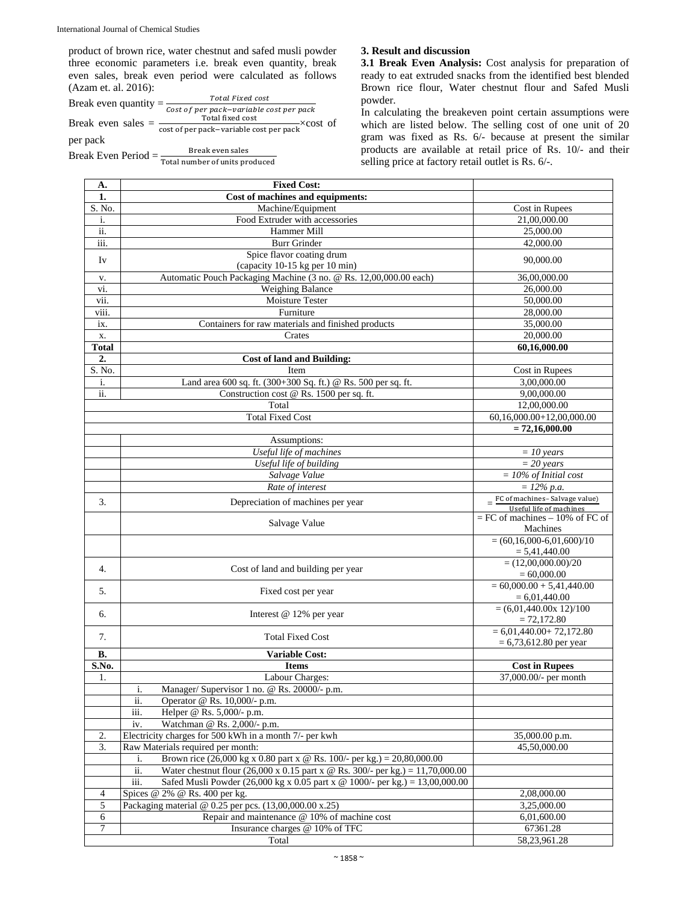product of brown rice, water chestnut and safed musli powder three economic parameters i.e. break even quantity, break even sales, break even period were calculated as follows (Azam et. al. 2016):

$$\text{Break even quantity} = \frac{Total\ Fixed\ cost}{Cost\ of\ per\ pack - variable\ cost\ per\ pack}$$

$$\text{Break even sales} = \frac{\text{Total fixed cost}}{\text{cost of per pack} - \text{variable cost per pack}} \times \text{cost of per pack}$$

$$\text{Break Even Period} = \frac{\text{Break even sales}}{\text{Total number of units produced}}$$

## 3. Result and discussion

**3.1 Break Even Analysis:** Cost analysis for preparation of ready to eat extruded snacks from the identified best blended Brown rice flour, Water chestnut flour and Safed Musli powder.

In calculating the breakeven point certain assumptions were which are listed below. The selling cost of one unit of 20 gram was fixed as Rs. 6/- because at present the similar products are available at retail price of Rs. 10/- and their selling price at factory retail outlet is Rs. 6/-.

| | | |
|---|---|---|
| **A.** | **Fixed Cost:** | |
| **1.** | **Cost of machines and equipments:** | |
| S. No. | Machine/Equipment | Cost in Rupees |
| i. | Food Extruder with accessories | 21,00,000.00 |
| ii. | Hammer Mill | 25,000.00 |
| iii. | Burr Grinder | 42,000.00 |
| Iv | Spice flavor coating drum (capacity 10-15 kg per 10 min) | 90,000.00 |
| v. | Automatic Pouch Packaging Machine (3 no. @ Rs. 12,00,000.00 each) | 36,00,000.00 |
| vi. | Weighing Balance | 26,000.00 |
| vii. | Moisture Tester | 50,000.00 |
| viii. | Furniture | 28,000.00 |
| ix. | Containers for raw materials and finished products | 35,000.00 |
| x. | Crates | 20,000.00 |
| **Total** | | **60,16,000.00** |
| **2.** | **Cost of land and Building:** | |
| S. No. | Item | Cost in Rupees |
| i. | Land area 600 sq. ft. (300+300 Sq. ft.) @ Rs. 500 per sq. ft. | 3,00,000.00 |
| ii. | Construction cost @ Rs. 1500 per sq. ft. | 9,00,000.00 |
| | Total | 12,00,000.00 |
| | Total Fixed Cost | 60,16,000.00+12,00,000.00 |
| | | **= 72,16,000.00** |
| | Assumptions: | |
| | *Useful life of machines* | *= 10 years* |
| | *Useful life of building* | *= 20 years* |
| | *Salvage Value* | *= 10% of Initial cost* |
| | *Rate of interest* | *= 12% p.a.* |
| 3. | Depreciation of machines per year | $= \frac{\text{FC of machines} - \text{Salvage value)}}{\text{Useful life of machines}}$ |
| | Salvage Value | = FC of machines – 10% of FC of Machines |
| | | = (60,16,000-6,01,600)/10 = 5,41,440.00 |
| 4. | Cost of land and building per year | = (12,00,000.00)/20 = 60,000.00 |
| 5. | Fixed cost per year | = 60,000.00 + 5,41,440.00 = 6,01,440.00 |
| 6. | Interest @ 12% per year | = (6,01,440.00x 12)/100 = 72,172.80 |
| 7. | Total Fixed Cost | = 6,01,440.00+ 72,172.80 = 6,73,612.80 per year |
| **B.** | **Variable Cost:** | |
| **S.No.** | **Items** | **Cost in Rupees** |
| 1. | Labour Charges: | 37,000.00/- per month |
| | i. Manager/ Supervisor 1 no. @ Rs. 20000/- p.m. | |
| | ii. Operator @ Rs. 10,000/- p.m. | |
| | iii. Helper @ Rs. 5,000/- p.m. | |
| | iv. Watchman @ Rs. 2,000/- p.m. | |
| 2. | Electricity charges for 500 kWh in a month 7/- per kwh | 35,000.00 p.m. |
| 3. | Raw Materials required per month: | 45,50,000.00 |
| | i. Brown rice (26,000 kg x 0.80 part x @ Rs. 100/- per kg.) = 20,80,000.00 | |
| | ii. Water chestnut flour (26,000 x 0.15 part x @ Rs. 300/- per kg.) = 11,70,000.00 | |
| | iii. Safed Musli Powder (26,000 kg x 0.05 part x @ 1000/- per kg.) = 13,00,000.00 | |
| 4 | Spices @ 2% @ Rs. 400 per kg. | 2,08,000.00 |
| 5 | Packaging material @ 0.25 per pcs. (13,00,000.00 x.25) | 3,25,000.00 |
| 6 | Repair and maintenance @ 10% of machine cost | 6,01,600.00 |
| 7 | Insurance charges @ 10% of TFC | 67361.28 |
| | Total | 58,23,961.28 |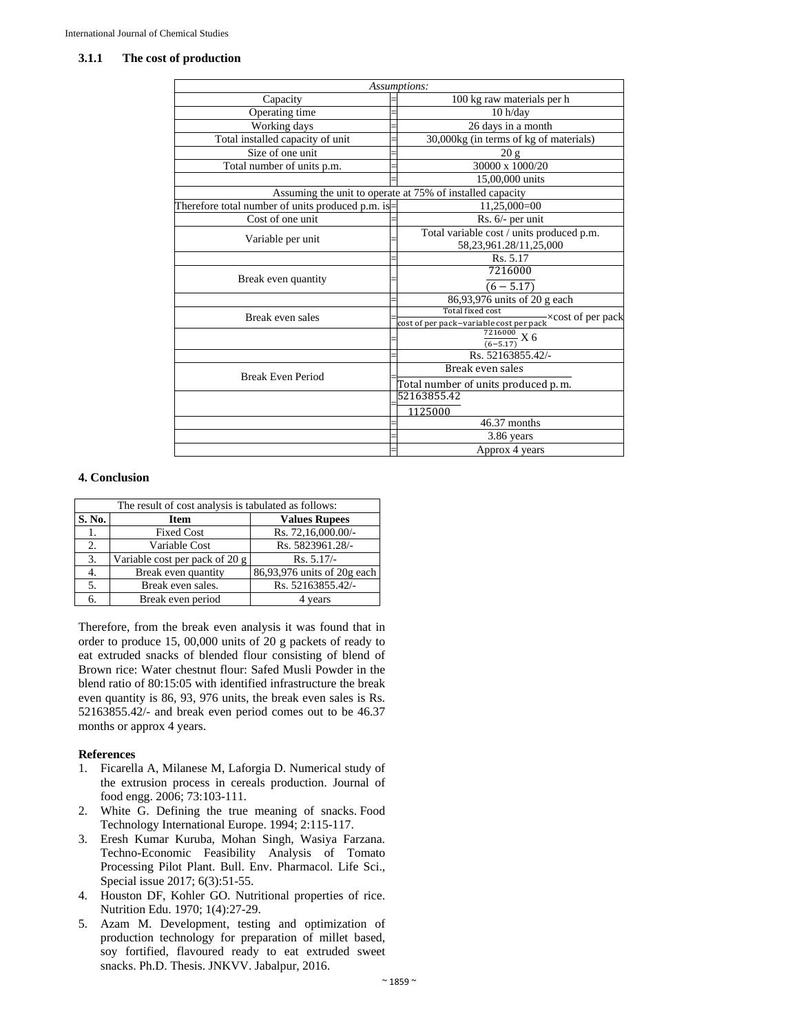### 3.1.1 The cost of production

| *Assumptions:* | | |
|---|---|---|
| Capacity | = | 100 kg raw materials per h |
| Operating time | = | 10 h/day |
| Working days | = | 26 days in a month |
| Total installed capacity of unit | = | 30,000kg (in terms of kg of materials) |
| Size of one unit | = | 20 g |
| Total number of units p.m. | = | 30000 x 1000/20 |
| | = | 15,00,000 units |
| Assuming the unit to operate at 75% of installed capacity | | |
| Therefore total number of units produced p.m. is | = | 11,25,000=00 |
| Cost of one unit | = | Rs. 6/- per unit |
| Variable per unit | = | Total variable cost / units produced p.m. 58,23,961.28/11,25,000 |
| | = | Rs. 5.17 |
| Break even quantity | = | $\frac{7216000}{(6-5.17)}$ |
| | = | 86,93,976 units of 20 g each |
| Break even sales | = | $\frac{\text{Total fixed cost}}{\text{cost of per pack} - \text{variable cost per pack}} \times \text{cost of per pack}$ |
| | = | $\frac{7216000}{(6-5.17)} \text{ X } 6$ |
| | = | Rs. 52163855.42/- |
| Break Even Period | = | $\frac{\text{Break even sales}}{\text{Total number of units produced p.m.}}$ |
| | = | $\frac{52163855.42}{1125000}$ |
| | = | 46.37 months |
| | = | 3.86 years |
| | = | Approx 4 years |

## 4. Conclusion

| The result of cost analysis is tabulated as follows: | | |
|---|---|---|
| **S. No.** | **Item** | **Values Rupees** |
| 1. | Fixed Cost | Rs. 72,16,000.00/- |
| 2. | Variable Cost | Rs. 5823961.28/- |
| 3. | Variable cost per pack of 20 g | Rs. 5.17/- |
| 4. | Break even quantity | 86,93,976 units of 20g each |
| 5. | Break even sales. | Rs. 52163855.42/- |
| 6. | Break even period | 4 years |

Therefore, from the break even analysis it was found that in order to produce 15, 00,000 units of 20 g packets of ready to eat extruded snacks of blended flour consisting of blend of Brown rice: Water chestnut flour: Safed Musli Powder in the blend ratio of 80:15:05 with identified infrastructure the break even quantity is 86, 93, 976 units, the break even sales is Rs. 52163855.42/- and break even period comes out to be 46.37 months or approx 4 years.

## References

1. Ficarella A, Milanese M, Laforgia D. Numerical study of the extrusion process in cereals production. Journal of food engg. 2006; 73:103-111.
2. White G. Defining the true meaning of snacks. Food Technology International Europe. 1994; 2:115-117.
3. Eresh Kumar Kuruba, Mohan Singh, Wasiya Farzana. Techno-Economic Feasibility Analysis of Tomato Processing Pilot Plant. Bull. Env. Pharmacol. Life Sci., Special issue 2017; 6(3):51-55.
4. Houston DF, Kohler GO. Nutritional properties of rice. Nutrition Edu. 1970; 1(4):27-29.
5. Azam M. Development, testing and optimization of production technology for preparation of millet based, soy fortified, flavoured ready to eat extruded sweet snacks. Ph.D. Thesis. JNKVV. Jabalpur, 2016.